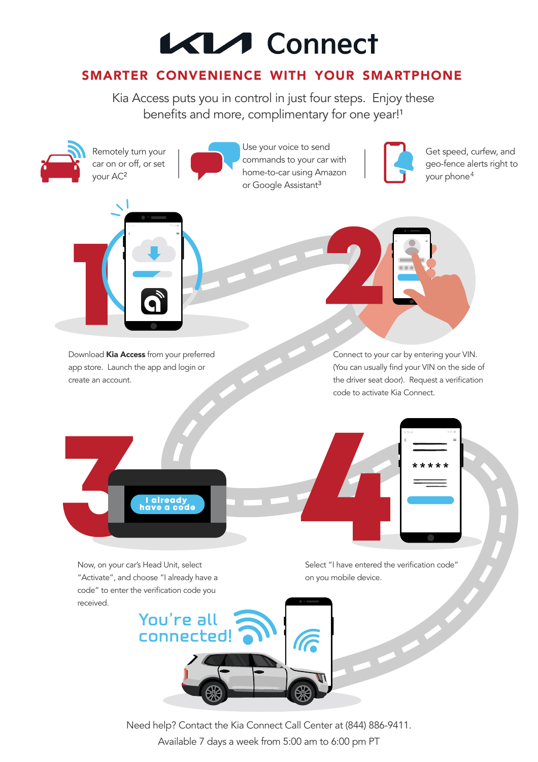# KIA Connect

## SMARTER CONVENIENCE WITH YOUR SMARTPHONE

Kia Access puts you in control in just four steps. Enjoy these benefits and more, complimentary for one year![1]

- Remotely turn your car on or off, or set your AC[2]
- Use your voice to send commands to your car with home-to-car using Amazon or Google Assistant[3]
- Get speed, curfew, and geo-fence alerts right to your phone[4]

**1**

Download **Kia Access** from your preferred app store. Launch the app and login or create an account.

**2**

Connect to your car by entering your VIN. (You can usually find your VIN on the side of the driver seat door). Request a verification code to activate Kia Connect.

**3**

I already have a code

Now, on your car's Head Unit, select "Activate", and choose "I already have a code" to enter the verification code you received.

**4**

Select "I have entered the verification code" on you mobile device.

You're all connected!

Need help? Contact the Kia Connect Call Center at (844) 886-9411.
Available 7 days a week from 5:00 am to 6:00 pm PT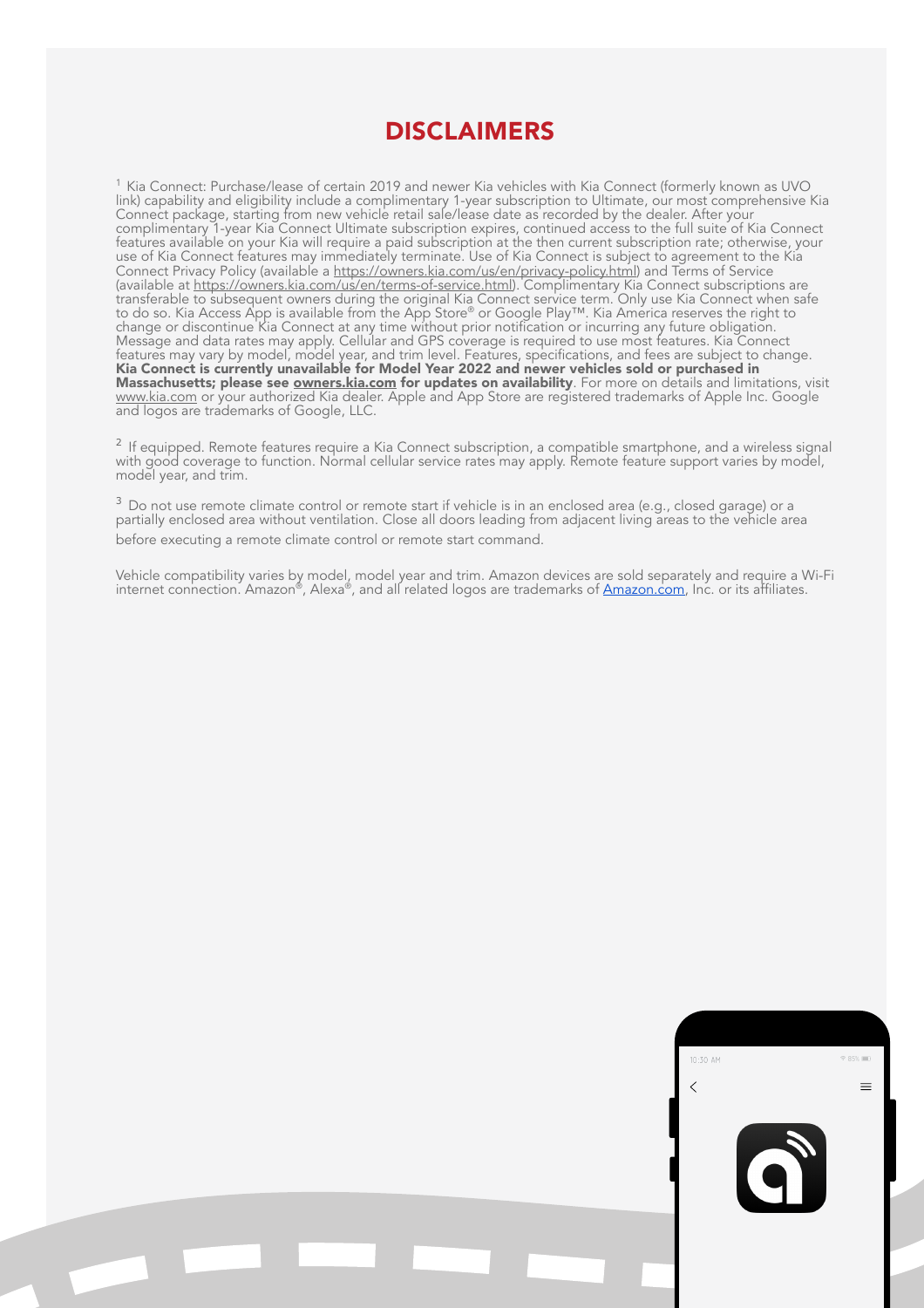# DISCLAIMERS

[1] Kia Connect: Purchase/lease of certain 2019 and newer Kia vehicles with Kia Connect (formerly known as UVO link) capability and eligibility include a complimentary 1-year subscription to Ultimate, our most comprehensive Kia Connect package, starting from new vehicle retail sale/lease date as recorded by the dealer. After your complimentary 1-year Kia Connect Ultimate subscription expires, continued access to the full suite of Kia Connect features available on your Kia will require a paid subscription at the then current subscription rate; otherwise, your use of Kia Connect features may immediately terminate. Use of Kia Connect is subject to agreement to the Kia Connect Privacy Policy (available a https://owners.kia.com/us/en/privacy-policy.html) and Terms of Service (available at https://owners.kia.com/us/en/terms-of-service.html). Complimentary Kia Connect subscriptions are transferable to subsequent owners during the original Kia Connect service term. Only use Kia Connect when safe to do so. Kia Access App is available from the App Store® or Google Play™. Kia America reserves the right to change or discontinue Kia Connect at any time without prior notification or incurring any future obligation. Message and data rates may apply. Cellular and GPS coverage is required to use most features. Kia Connect features may vary by model, model year, and trim level. Features, specifications, and fees are subject to change. **Kia Connect is currently unavailable for Model Year 2022 and newer vehicles sold or purchased in Massachusetts; please see owners.kia.com for updates on availability**. For more on details and limitations, visit www.kia.com or your authorized Kia dealer. Apple and App Store are registered trademarks of Apple Inc. Google and logos are trademarks of Google, LLC.

[2] If equipped. Remote features require a Kia Connect subscription, a compatible smartphone, and a wireless signal with good coverage to function. Normal cellular service rates may apply. Remote feature support varies by model, model year, and trim.

[3] Do not use remote climate control or remote start if vehicle is in an enclosed area (e.g., closed garage) or a partially enclosed area without ventilation. Close all doors leading from adjacent living areas to the vehicle area before executing a remote climate control or remote start command.

Vehicle compatibility varies by model, model year and trim. Amazon devices are sold separately and require a Wi-Fi internet connection. Amazon®, Alexa®, and all related logos are trademarks of Amazon.com, Inc. or its affiliates.